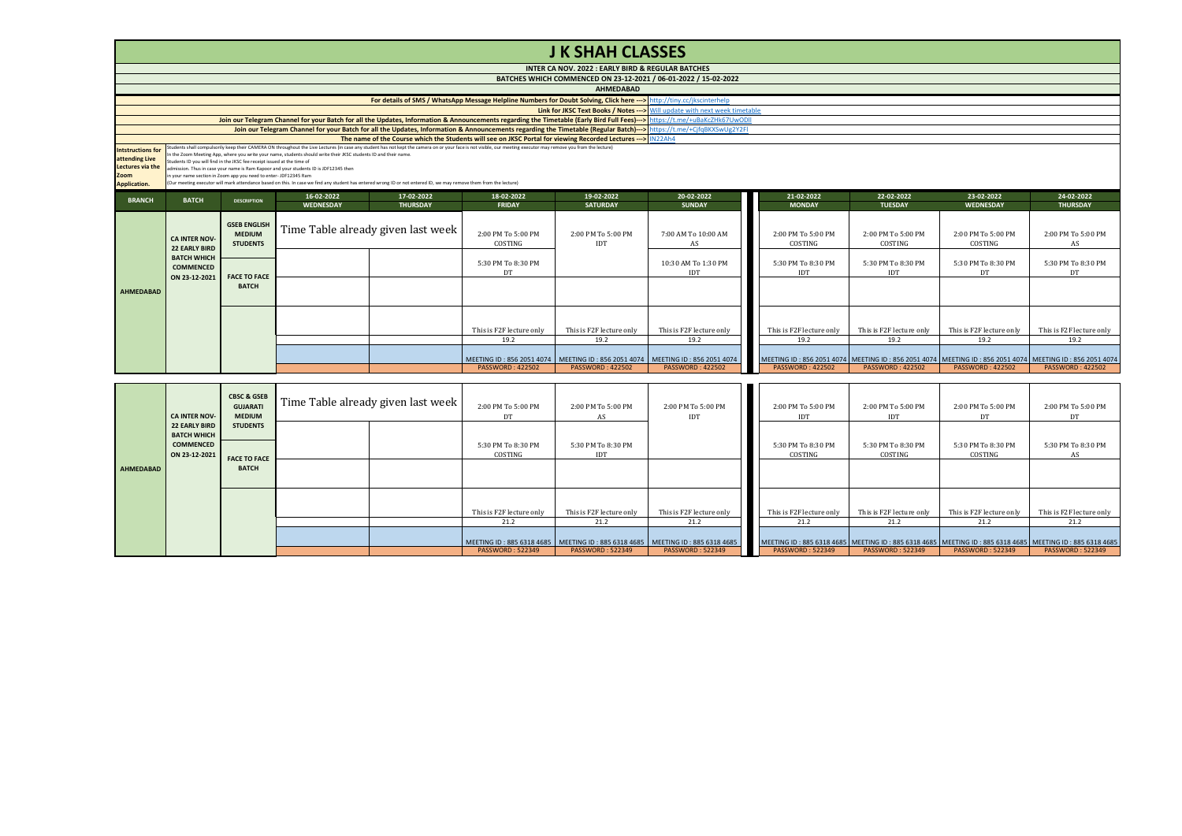# J K SHAH CLASSES

## INTER CA NOV. 2022 : EARLY BIRD & REGULAR BATCHES

## BATCHES WHICH COMMENCED ON 23-12-2021 / 06-01-2022 / 15-02-2022

## AHMEDABAD

For details of SMS / WhatsApp Message Helpline Numbers for Doubt Solving, Click here ---> http://tiny.cc/jkscinterhelp

Link for JKSC Text Books / Notes ---> Will update with next week timetable

Join our Telegram Channel for your Batch for all the Updates, Information & Announcements regarding the Timetable (Early Bird Full Fees)---> https://t.me/+u8aKcZHk67UwODll

Join our Telegram Channel for your Batch for all the Updates, Information & Announcements regarding the Timetable (Regular Batch)---> https://t.me/+CjfqBKXSwUg2Y2FI

The name of the Course which the Students will see on JKSC Portal for viewing Recorded Lectures ---> IN22Ah4

**Intstructions for attending Live Lectures via the Zoom Application.**

Students shall compulsorily keep their CAMERA ON throughout the Live Lectures (in case any student has not kept the camera on or your face is not visible, our meeting executor may remove you from the lecture)
In the Zoom Meeting App, where you write your name, students should write their JKSC students ID and their name.
Students ID you will find in the JKSC fee receipt issued at the time of admission. Thus in case your name is Ram Kapoor and your students ID is JDF12345 then in your name section in Zoom app you need to enter- JDF12345 Ram
(Our meeting executor will mark attendance based on this. In case we find any student has entered wrong ID or not entered ID, we may remove them from the lecture)

| BRANCH | BATCH | DESCRIPTION | 16-02-2022 WEDNESDAY | 17-02-2022 THURSDAY | 18-02-2022 FRIDAY | 19-02-2022 SATURDAY | 20-02-2022 SUNDAY | 21-02-2022 MONDAY | 22-02-2022 TUESDAY | 23-02-2022 WEDNESDAY | 24-02-2022 THURSDAY |
|---|---|---|---|---|---|---|---|---|---|---|---|
| AHMEDABAD | CA INTER NOV-22 EARLY BIRD BATCH WHICH COMMENCED ON 23-12-2021 | GSEB ENGLISH MEDIUM STUDENTS | Time Table already given last week | | 2:00 PM To 5:00 PM COSTING | 2:00 PM To 5:00 PM IDT | 7:00 AM To 10:00 AM AS | 2:00 PM To 5:00 PM COSTING | 2:00 PM To 5:00 PM COSTING | 2:00 PM To 5:00 PM COSTING | 2:00 PM To 5:00 PM AS |
| | | FACE TO FACE BATCH | | | 5:30 PM To 8:30 PM DT | | 10:30 AM To 1:30 PM IDT | 5:30 PM To 8:30 PM IDT | 5:30 PM To 8:30 PM IDT | 5:30 PM To 8:30 PM DT | 5:30 PM To 8:30 PM DT |
| | | | | | This is F2F lecture only | This is F2F lecture only | This is F2F lecture only | This is F2F lecture only | This is F2F lecture only | This is F2F lecture only | This is F2F lecture only |
| | | | | | 19.2 | 19.2 | 19.2 | 19.2 | 19.2 | 19.2 | 19.2 |
| | | | | | MEETING ID : 856 2051 4074 | MEETING ID : 856 2051 4074 | MEETING ID : 856 2051 4074 | MEETING ID : 856 2051 4074 | MEETING ID : 856 2051 4074 | MEETING ID : 856 2051 4074 | MEETING ID : 856 2051 4074 |
| | | | | | PASSWORD : 422502 | PASSWORD : 422502 | PASSWORD : 422502 | PASSWORD : 422502 | PASSWORD : 422502 | PASSWORD : 422502 | PASSWORD : 422502 |

| BRANCH | BATCH | DESCRIPTION | 16-02-2022 WEDNESDAY | 17-02-2022 THURSDAY | 18-02-2022 FRIDAY | 19-02-2022 SATURDAY | 20-02-2022 SUNDAY | 21-02-2022 MONDAY | 22-02-2022 TUESDAY | 23-02-2022 WEDNESDAY | 24-02-2022 THURSDAY |
|---|---|---|---|---|---|---|---|---|---|---|---|
| AHMEDABAD | CA INTER NOV-22 EARLY BIRD BATCH WHICH COMMENCED ON 23-12-2021 | CBSC & GSEB GUJARATI MEDIUM STUDENTS | Time Table already given last week | | 2:00 PM To 5:00 PM DT | 2:00 PM To 5:00 PM AS | 2:00 PM To 5:00 PM IDT | 2:00 PM To 5:00 PM IDT | 2:00 PM To 5:00 PM IDT | 2:00 PM To 5:00 PM DT | 2:00 PM To 5:00 PM DT |
| | | FACE TO FACE BATCH | | | 5:30 PM To 8:30 PM COSTING | 5:30 PM To 8:30 PM IDT | | 5:30 PM To 8:30 PM COSTING | 5:30 PM To 8:30 PM COSTING | 5:30 PM To 8:30 PM COSTING | 5:30 PM To 8:30 PM AS |
| | | | | | This is F2F lecture only | This is F2F lecture only | This is F2F lecture only | This is F2F lecture only | This is F2F lecture only | This is F2F lecture only | This is F2F lecture only |
| | | | | | 21.2 | 21.2 | 21.2 | 21.2 | 21.2 | 21.2 | 21.2 |
| | | | | | MEETING ID : 885 6318 4685 | MEETING ID : 885 6318 4685 | MEETING ID : 885 6318 4685 | MEETING ID : 885 6318 4685 | MEETING ID : 885 6318 4685 | MEETING ID : 885 6318 4685 | MEETING ID : 885 6318 4685 |
| | | | | | PASSWORD : 522349 | PASSWORD : 522349 | PASSWORD : 522349 | PASSWORD : 522349 | PASSWORD : 522349 | PASSWORD : 522349 | PASSWORD : 522349 |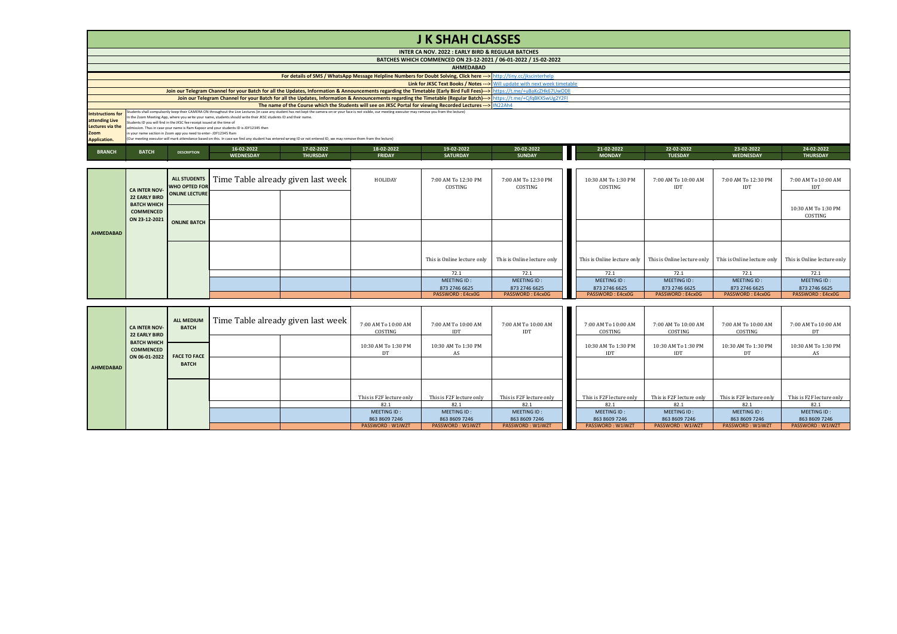# J K SHAH CLASSES

**INTER CA NOV. 2022 : EARLY BIRD & REGULAR BATCHES**

**BATCHES WHICH COMMENCED ON 23-12-2021 / 06-01-2022 / 15-02-2022**

**AHMEDABAD**

For details of SMS / WhatsApp Message Helpline Numbers for Doubt Solving, Click here ---> http://tiny.cc/jkscinterhelp

Link for JKSC Text Books / Notes ---> Will update with next week timetable

Join our Telegram Channel for your Batch for all the Updates, Information & Announcements regarding the Timetable (Early Bird Full Fees)---> https://t.me/+u8aKcZHk67UwODll

Join our Telegram Channel for your Batch for all the Updates, Information & Announcements regarding the Timetable (Regular Batch)---> https://t.me/+CjfqBKXSwUg2Y2FI

The name of the Course which the Students will see on JKSC Portal for viewing Recorded Lectures ---> IN22Ah4

**Intstructions for attending Live Lectures via the Zoom Application.**

Students shall compulsorily keep their CAMERA ON throughout the Live Lectures (in case any student has not kept the camera on or your face is not visible, our meeting executor may remove you from the lecture)
In the Zoom Meeting App, where you write your name, students should write their JKSC students ID and their name.
Students ID you will find in the JKSC fee receipt issued at the time of admission. Thus in case your name is Ram Kapoor and your students ID is JDF12345 then in your name section in Zoom app you need to enter- JDF12345 Ram
(Our meeting executor will mark attendance based on this. In case we find any student has entered wrong ID or not entered ID, we may remove them from the lecture)

| BRANCH | BATCH | DESCRIPTION | 16-02-2022 WEDNESDAY | 17-02-2022 THURSDAY | 18-02-2022 FRIDAY | 19-02-2022 SATURDAY | 20-02-2022 SUNDAY | 21-02-2022 MONDAY | 22-02-2022 TUESDAY | 23-02-2022 WEDNESDAY | 24-02-2022 THURSDAY |
|---|---|---|---|---|---|---|---|---|---|---|---|
| AHMEDABAD | CA INTER NOV-22 EARLY BIRD BATCH WHICH COMMENCED ON 23-12-2021 | ALL STUDENTS WHO OPTED FOR ONLINE LECTURE | Time Table already given last week | | HOLIDAY | 7:00 AM To 12:30 PM COSTING | 7:00 AM To 12:30 PM COSTING | 10:30 AM To 1:30 PM COSTING | 7:00 AM To 10:00 AM IDT | 7:00 AM To 12:30 PM IDT | 7:00 AM To 10:00 AM IDT |
| | | | | | | | | | | | 10:30 AM To 1:30 PM COSTING |
| | | ONLINE BATCH | | | | | | | | | |
| | | | | | | This is Online lecture only | This is Online lecture only | This is Online lecture only | This is Online lecture only | This is Online lecture only | This is Online lecture only |
| | | | | | | 72.1 | 72.1 | 72.1 | 72.1 | 72.1 | 72.1 |
| | | | | | | MEETING ID : 873 2746 6625 | MEETING ID : 873 2746 6625 | MEETING ID : 873 2746 6625 | MEETING ID : 873 2746 6625 | MEETING ID : 873 2746 6625 | MEETING ID : 873 2746 6625 |
| | | | | | | PASSWORD : E4cx0G | PASSWORD : E4cx0G | PASSWORD : E4cx0G | PASSWORD : E4cx0G | PASSWORD : E4cx0G | PASSWORD : E4cx0G |

| BRANCH | BATCH | DESCRIPTION | 16-02-2022 WEDNESDAY | 17-02-2022 THURSDAY | 18-02-2022 FRIDAY | 19-02-2022 SATURDAY | 20-02-2022 SUNDAY | 21-02-2022 MONDAY | 22-02-2022 TUESDAY | 23-02-2022 WEDNESDAY | 24-02-2022 THURSDAY |
|---|---|---|---|---|---|---|---|---|---|---|---|
| AHMEDABAD | CA INTER NOV-22 EARLY BIRD BATCH WHICH COMMENCED ON 06-01-2022 | ALL MEDIUM BATCH | Time Table already given last week | | 7:00 AM To 10:00 AM COSTING | 7:00 AM To 10:00 AM IDT | 7:00 AM To 10:00 AM IDT | 7:00 AM To 10:00 AM COSTING | 7:00 AM To 10:00 AM COSTING | 7:00 AM To 10:00 AM COSTING | 7:00 AM To 10:00 AM DT |
| | | FACE TO FACE BATCH | | | 10:30 AM To 1:30 PM DT | 10:30 AM To 1:30 PM AS | | 10:30 AM To 1:30 PM IDT | 10:30 AM To 1:30 PM IDT | 10:30 AM To 1:30 PM DT | 10:30 AM To 1:30 PM AS |
| | | | | | | | | | | | |
| | | | | | This is F2F lecture only | This is F2F lecture only | This is F2F lecture only | This is F2F lecture only | This is F2F lecture only | This is F2F lecture only | This is F2F lecture only |
| | | | | | 82.1 | 82.1 | 82.1 | 82.1 | 82.1 | 82.1 | 82.1 |
| | | | | | MEETING ID : 863 8609 7246 | MEETING ID : 863 8609 7246 | MEETING ID : 863 8609 7246 | MEETING ID : 863 8609 7246 | MEETING ID : 863 8609 7246 | MEETING ID : 863 8609 7246 | MEETING ID : 863 8609 7246 |
| | | | | | PASSWORD : W1iWZT | PASSWORD : W1iWZT | PASSWORD : W1iWZT | PASSWORD : W1iWZT | PASSWORD : W1iWZT | PASSWORD : W1iWZT | PASSWORD : W1iWZT |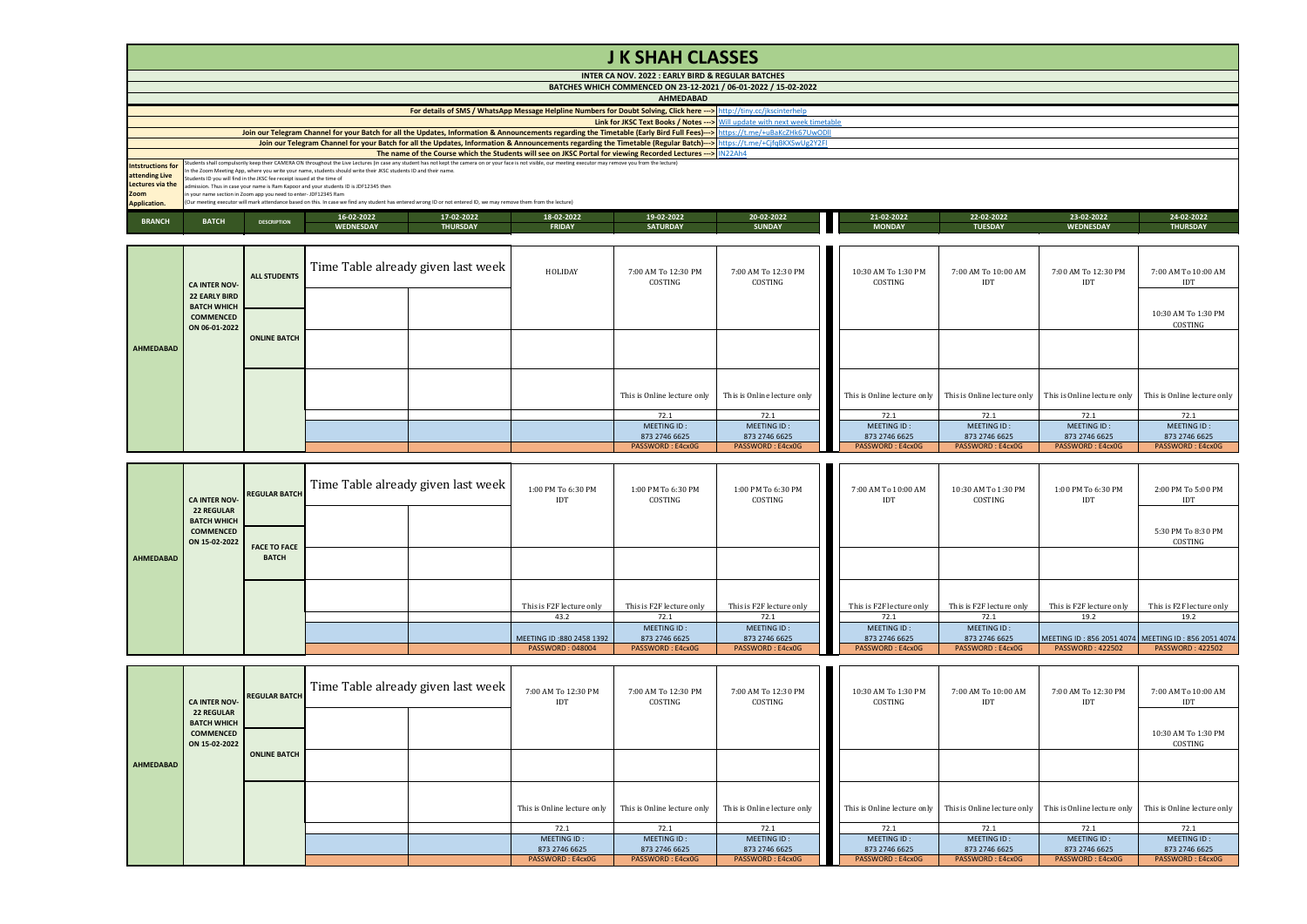# J K SHAH CLASSES

**INTER CA NOV. 2022 : EARLY BIRD & REGULAR BATCHES**

**BATCHES WHICH COMMENCED ON 23-12-2021 / 06-01-2022 / 15-02-2022**

**AHMEDABAD**

For details of SMS / WhatsApp Message Helpline Numbers for Doubt Solving, Click here ---> http://tiny.cc/jkscinterhelp

Link for JKSC Text Books / Notes ---> Will update with next week timetable

Join our Telegram Channel for your Batch for all the Updates, Information & Announcements regarding the Timetable (Early Bird Full Fees)---> https://t.me/+u8aKcZHk67UwODll

Join our Telegram Channel for your Batch for all the Updates, Information & Announcements regarding the Timetable (Regular Batch)---> https://t.me/+CjfqBKXSwUg2Y2FI

The name of the Course which the Students will see on JKSC Portal for viewing Recorded Lectures ---> IN22Ah4

**Intstructions for attending Live Lectures via the Zoom Application.**

Students shall compulsorily keep their CAMERA ON throughout the Live Lectures (in case any student has not kept the camera on or your face is not visible, our meeting executor may remove you from the lecture)
In the Zoom Meeting App, where you write your name, students should write their JKSC students ID and their name.
Students ID you will find in the JKSC fee receipt issued at the time of admission. Thus in case your name is Ram Kapoor and your students ID is JDF12345 then in your name section in Zoom app you need to enter- JDF12345 Ram
(Our meeting executor will mark attendance based on this. In case we find any student has entered wrong ID or not entered ID, we may remove them from the lecture)

| BRANCH | BATCH | DESCRIPTION | 16-02-2022 WEDNESDAY | 17-02-2022 THURSDAY | 18-02-2022 FRIDAY | 19-02-2022 SATURDAY | 20-02-2022 SUNDAY | 21-02-2022 MONDAY | 22-02-2022 TUESDAY | 23-02-2022 WEDNESDAY | 24-02-2022 THURSDAY |
|---|---|---|---|---|---|---|---|---|---|---|---|
| AHMEDABAD | CA INTER NOV-22 EARLY BIRD BATCH WHICH COMMENCED ON 06-01-2022 | ALL STUDENTS | Time Table already given last week | | HOLIDAY | 7:00 AM To 12:30 PM COSTING | 7:00 AM To 12:30 PM COSTING | 10:30 AM To 1:30 PM COSTING | 7:00 AM To 10:00 AM IDT | 7:00 AM To 12:30 PM IDT | 7:00 AM To 10:00 AM IDT |
| | | | | | | | | | | | 10:30 AM To 1:30 PM COSTING |
| | | ONLINE BATCH | | | | | | | | | |
| | | | | | | This is Online lecture only | This is Online lecture only | This is Online lecture only | This is Online lecture only | This is Online lecture only | This is Online lecture only |
| | | | | | | 72.1 | 72.1 | 72.1 | 72.1 | 72.1 | 72.1 |
| | | | | | | MEETING ID : 873 2746 6625 | MEETING ID : 873 2746 6625 | MEETING ID : 873 2746 6625 | MEETING ID : 873 2746 6625 | MEETING ID : 873 2746 6625 | MEETING ID : 873 2746 6625 |
| | | | | | | PASSWORD : E4cx0G | PASSWORD : E4cx0G | PASSWORD : E4cx0G | PASSWORD : E4cx0G | PASSWORD : E4cx0G | PASSWORD : E4cx0G |

| BRANCH | BATCH | DESCRIPTION | 16-02-2022 WEDNESDAY | 17-02-2022 THURSDAY | 18-02-2022 FRIDAY | 19-02-2022 SATURDAY | 20-02-2022 SUNDAY | 21-02-2022 MONDAY | 22-02-2022 TUESDAY | 23-02-2022 WEDNESDAY | 24-02-2022 THURSDAY |
|---|---|---|---|---|---|---|---|---|---|---|---|
| AHMEDABAD | CA INTER NOV-22 REGULAR BATCH WHICH COMMENCED ON 15-02-2022 | REGULAR BATCH | Time Table already given last week | | 1:00 PM To 6:30 PM IDT | 1:00 PM To 6:30 PM COSTING | 1:00 PM To 6:30 PM COSTING | 7:00 AM To 10:00 AM IDT | 10:30 AM To 1:30 PM COSTING | 1:00 PM To 6:30 PM IDT | 2:00 PM To 5:00 PM IDT |
| | | | | | | | | | | | 5:30 PM To 8:30 PM COSTING |
| | | FACE TO FACE BATCH | | | | | | | | | |
| | | | | | This is F2F lecture only | This is F2F lecture only | This is F2F lecture only | This is F2F lecture only | This is F2F lecture only | This is F2F lecture only | This is F2F lecture only |
| | | | | | 43.2 | 72.1 | 72.1 | 72.1 | 72.1 | 19.2 | 19.2 |
| | | | | | MEETING ID :880 2458 1392 | MEETING ID : 873 2746 6625 | MEETING ID : 873 2746 6625 | MEETING ID : 873 2746 6625 | MEETING ID : 873 2746 6625 | MEETING ID : 856 2051 4074 | MEETING ID : 856 2051 4074 |
| | | | | | PASSWORD : 048004 | PASSWORD : E4cx0G | PASSWORD : E4cx0G | PASSWORD : E4cx0G | PASSWORD : E4cx0G | PASSWORD : 422502 | PASSWORD : 422502 |

| BRANCH | BATCH | DESCRIPTION | 16-02-2022 WEDNESDAY | 17-02-2022 THURSDAY | 18-02-2022 FRIDAY | 19-02-2022 SATURDAY | 20-02-2022 SUNDAY | 21-02-2022 MONDAY | 22-02-2022 TUESDAY | 23-02-2022 WEDNESDAY | 24-02-2022 THURSDAY |
|---|---|---|---|---|---|---|---|---|---|---|---|
| AHMEDABAD | CA INTER NOV-22 REGULAR BATCH WHICH COMMENCED ON 15-02-2022 | REGULAR BATCH | Time Table already given last week | | 7:00 AM To 12:30 PM IDT | 7:00 AM To 12:30 PM COSTING | 7:00 AM To 12:30 PM COSTING | 10:30 AM To 1:30 PM COSTING | 7:00 AM To 10:00 AM IDT | 7:00 AM To 12:30 PM IDT | 7:00 AM To 10:00 AM IDT |
| | | | | | | | | | | | 10:30 AM To 1:30 PM COSTING |
| | | ONLINE BATCH | | | | | | | | | |
| | | | | | This is Online lecture only | This is Online lecture only | This is Online lecture only | This is Online lecture only | This is Online lecture only | This is Online lecture only | This is Online lecture only |
| | | | | | 72.1 | 72.1 | 72.1 | 72.1 | 72.1 | 72.1 | 72.1 |
| | | | | | MEETING ID : 873 2746 6625 | MEETING ID : 873 2746 6625 | MEETING ID : 873 2746 6625 | MEETING ID : 873 2746 6625 | MEETING ID : 873 2746 6625 | MEETING ID : 873 2746 6625 | MEETING ID : 873 2746 6625 |
| | | | | | PASSWORD : E4cx0G | PASSWORD : E4cx0G | PASSWORD : E4cx0G | PASSWORD : E4cx0G | PASSWORD : E4cx0G | PASSWORD : E4cx0G | PASSWORD : E4cx0G |